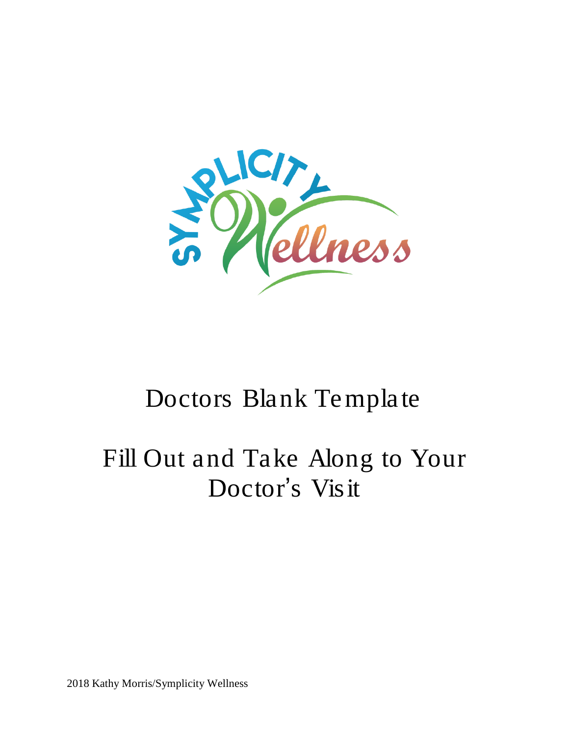# Doctors Blank Template

## Fill Out and Take Along to Your Doctor's Visit

2018 Kathy Morris/Symplicity Wellness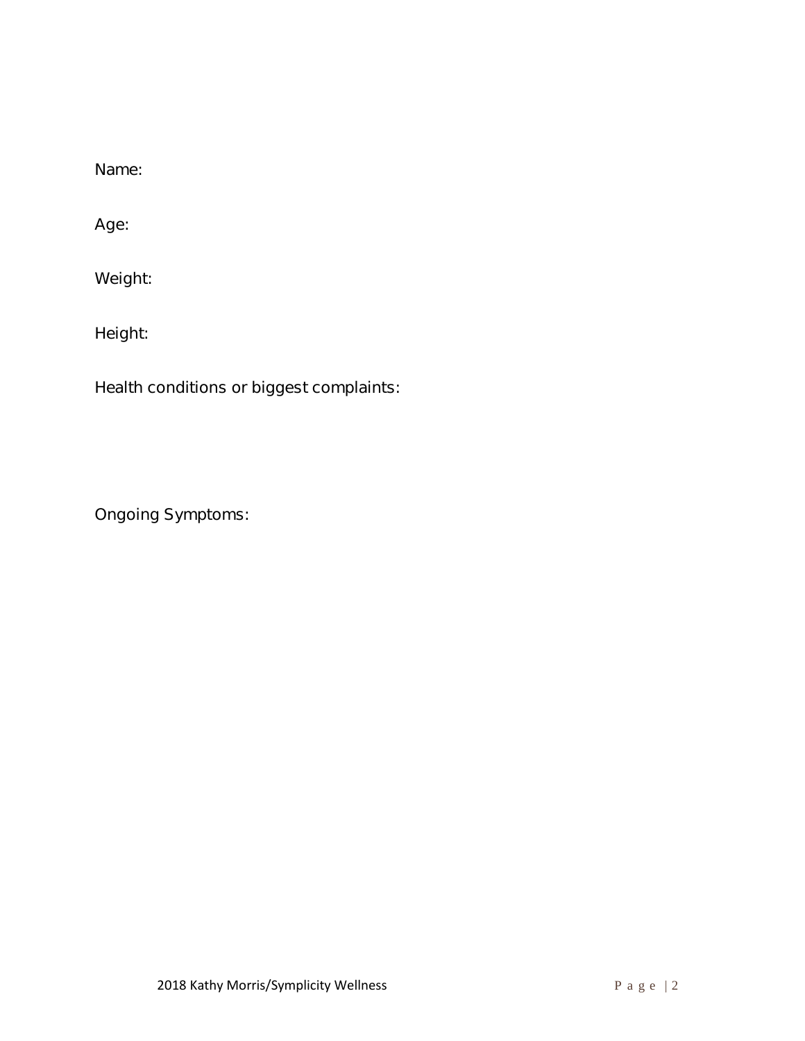Name:

Age:

Weight:

Height:

Health conditions or biggest complaints:

Ongoing Symptoms: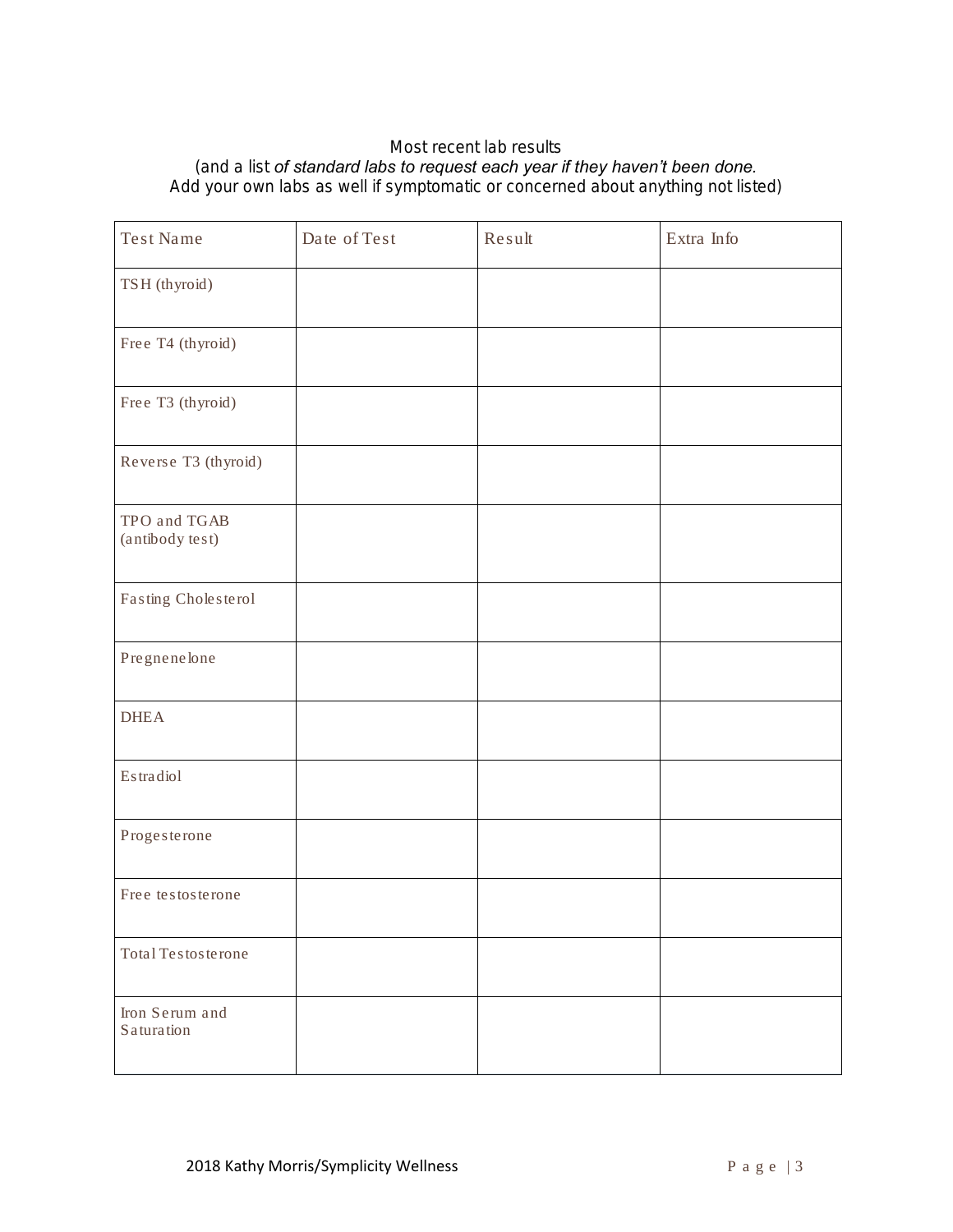Most recent lab results
(and a list *of standard labs to request each year if they haven't been done.*
Add your own labs as well if symptomatic or concerned about anything not listed)

| Test Name | Date of Test | Result | Extra Info |
| --- | --- | --- | --- |
| TSH (thyroid) | | | |
| Free T4 (thyroid) | | | |
| Free T3 (thyroid) | | | |
| Reverse T3 (thyroid) | | | |
| TPO and TGAB (antibody test) | | | |
| Fasting Cholesterol | | | |
| Pregnenelone | | | |
| DHEA | | | |
| Estradiol | | | |
| Progesterone | | | |
| Free testosterone | | | |
| Total Testosterone | | | |
| Iron Serum and Saturation | | | |

2018 Kathy Morris/Symplicity Wellness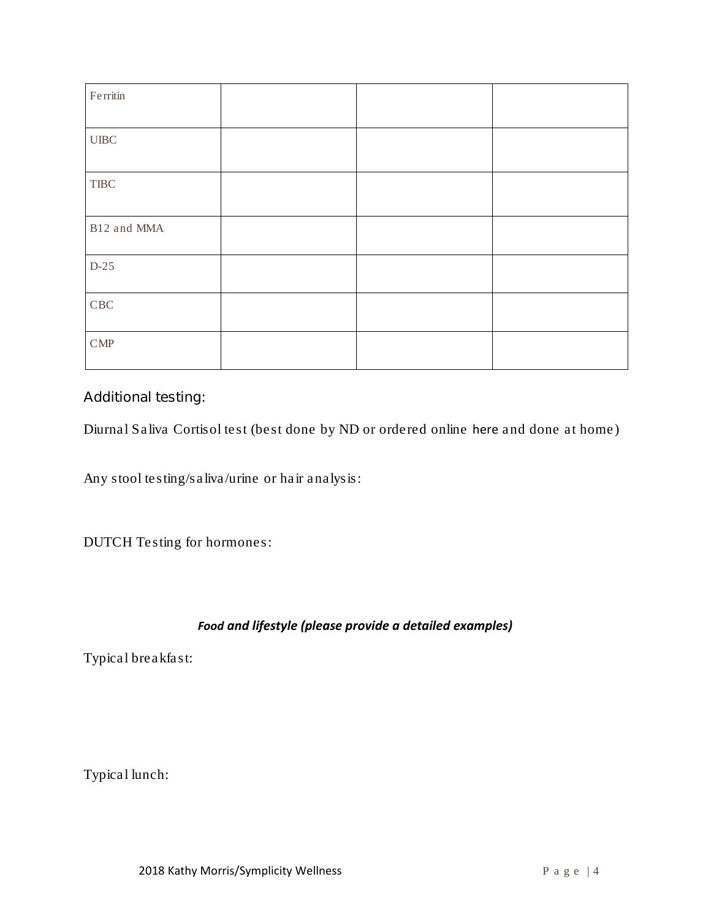| Ferritin | | | |
|---|---|---|---|
| UIBC | | | |
| TIBC | | | |
| B12 and MMA | | | |
| D-25 | | | |
| CBC | | | |
| CMP | | | |

Additional testing:

Diurnal Saliva Cortisol test (best done by ND or ordered online here and done at home)

Any stool testing/saliva/urine or hair analysis:

DUTCH Testing for hormones:

***Food and lifestyle (please provide a detailed examples)***

Typical breakfast:

Typical lunch: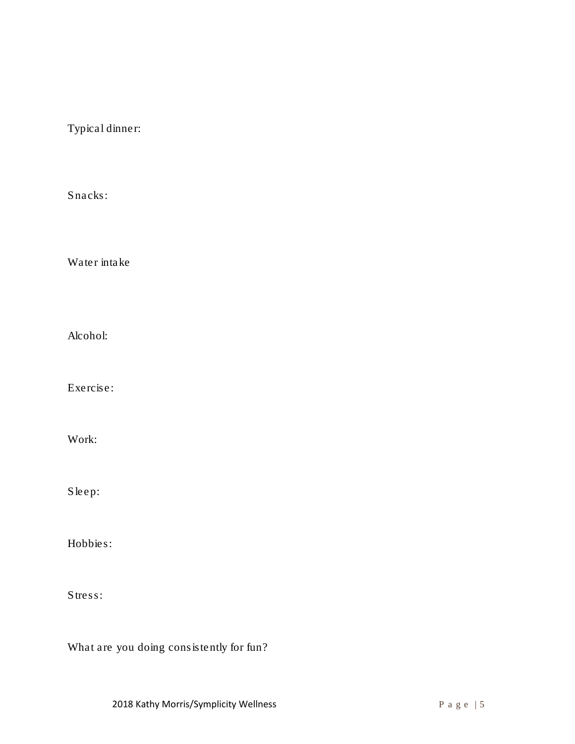Typical dinner:

Snacks:

Water intake

Alcohol:

Exercise:

Work:

Sleep:

Hobbies:

Stress:

What are you doing consistently for fun?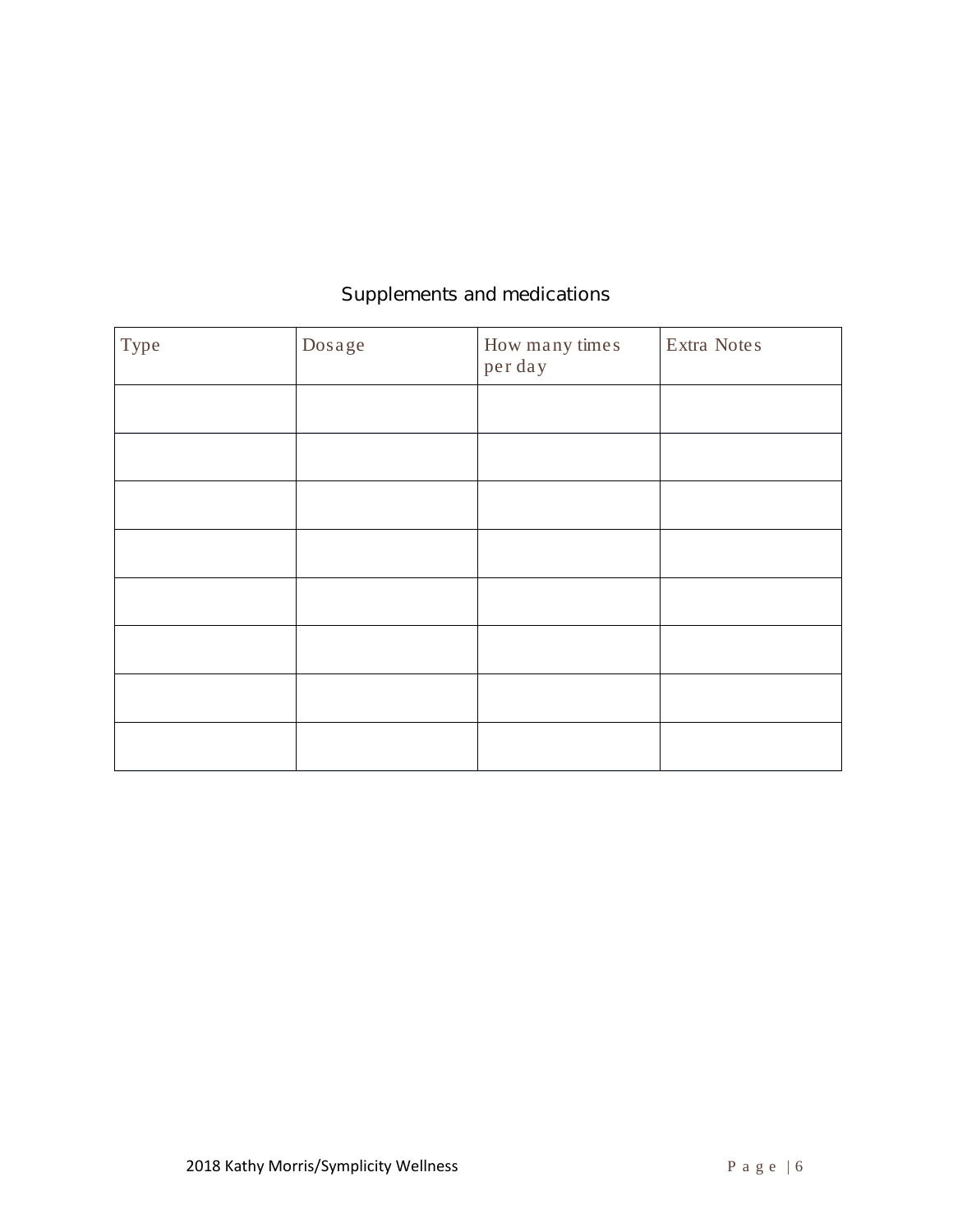## Supplements and medications

| Type | Dosage | How many times per day | Extra Notes |
|---|---|---|---|
| | | | |
| | | | |
| | | | |
| | | | |
| | | | |
| | | | |
| | | | |
| | | | |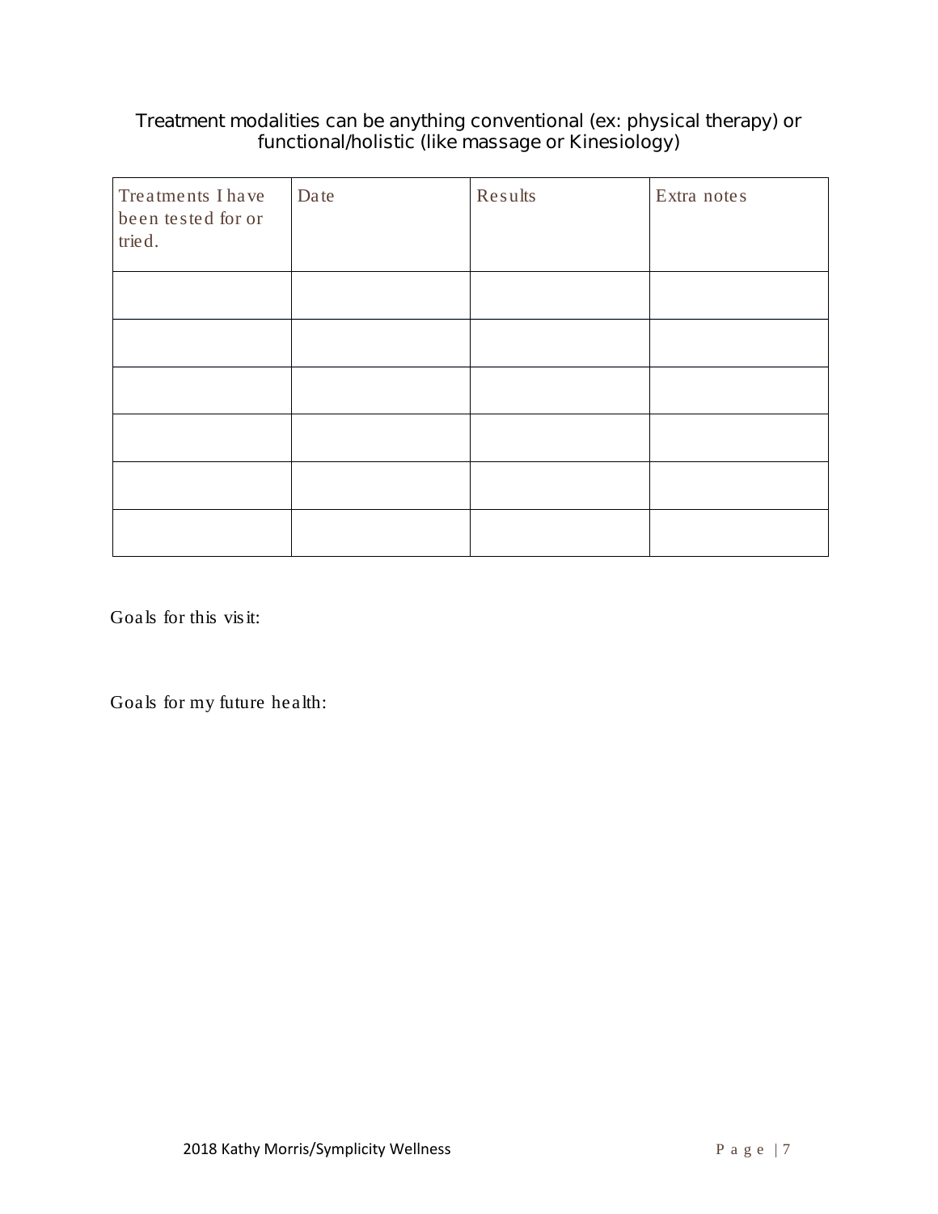Treatment modalities can be anything conventional (ex: physical therapy) or functional/holistic (like massage or Kinesiology)

| Treatments I have been tested for or tried. | Date | Results | Extra notes |
|---|---|---|---|
| | | | |
| | | | |
| | | | |
| | | | |
| | | | |
| | | | |

Goals for this visit:

Goals for my future health: